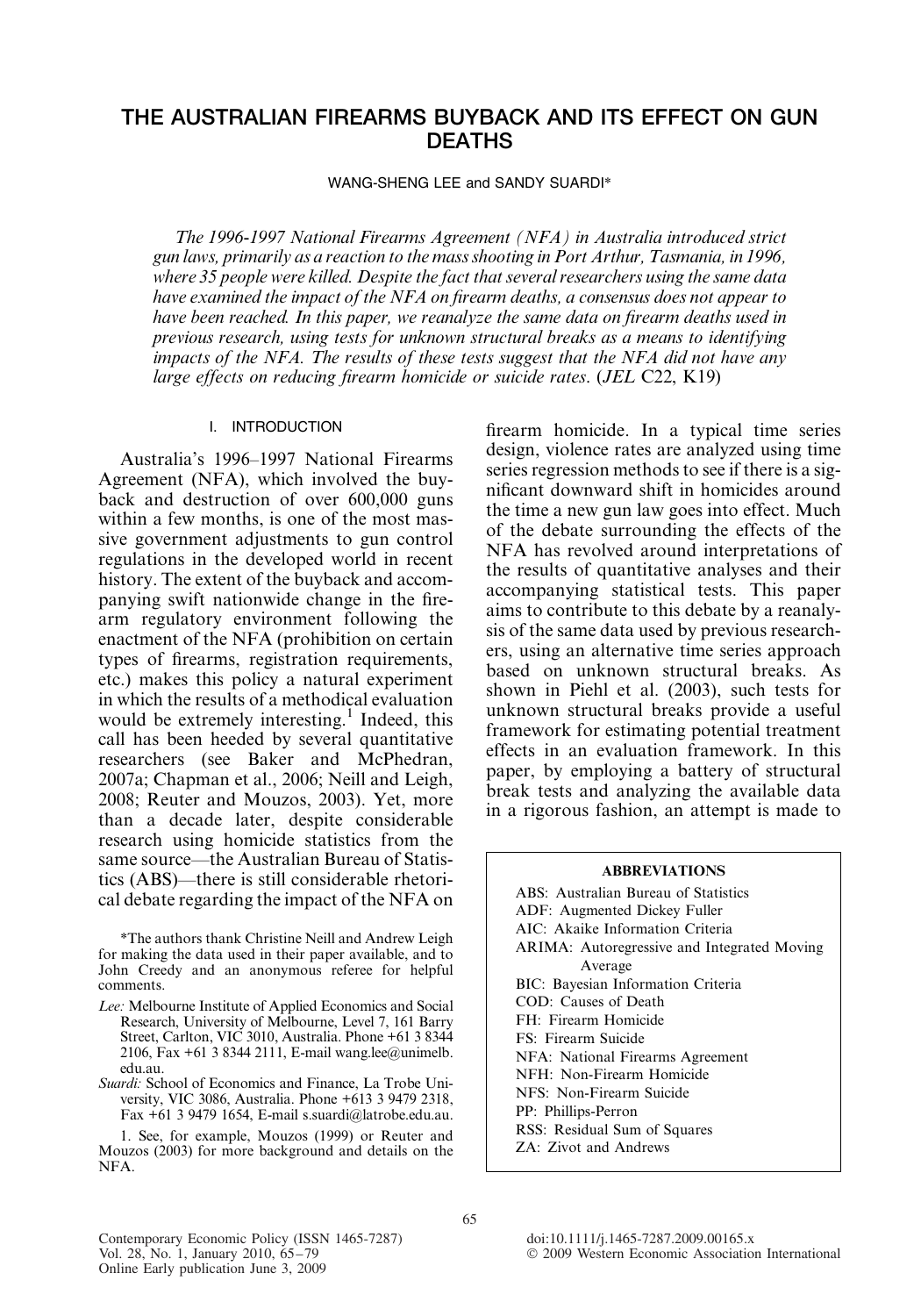# THE AUSTRALIAN FIREARMS BUYBACK AND ITS EFFECT ON GUN DEATHS

WANG-SHENG LEE and SANDY SUARDI*

*The 1996-1997 National Firearms Agreement (NFA) in Australia introduced strict gun laws, primarily as a reaction to the mass shooting in Port Arthur, Tasmania, in 1996, where 35 people were killed. Despite the fact that several researchers using the same data have examined the impact of the NFA on firearm deaths, a consensus does not appear to have been reached. In this paper, we reanalyze the same data on firearm deaths used in previous research, using tests for unknown structural breaks as a means to identifying impacts of the NFA. The results of these tests suggest that the NFA did not have any large effects on reducing firearm homicide or suicide rates.* (*JEL* C22, K19)

## I. INTRODUCTION

Australia's 1996–1997 National Firearms Agreement (NFA), which involved the buyback and destruction of over 600,000 guns within a few months, is one of the most massive government adjustments to gun control regulations in the developed world in recent history. The extent of the buyback and accompanying swift nationwide change in the firearm regulatory environment following the enactment of the NFA (prohibition on certain types of firearms, registration requirements, etc.) makes this policy a natural experiment in which the results of a methodical evaluation would be extremely interesting.[1] Indeed, this call has been heeded by several quantitative researchers (see Baker and McPhedran, 2007a; Chapman et al., 2006; Neill and Leigh, 2008; Reuter and Mouzos, 2003). Yet, more than a decade later, despite considerable research using homicide statistics from the same source—the Australian Bureau of Statistics (ABS)—there is still considerable rhetorical debate regarding the impact of the NFA on firearm homicide. In a typical time series design, violence rates are analyzed using time series regression methods to see if there is a significant downward shift in homicides around the time a new gun law goes into effect. Much of the debate surrounding the effects of the NFA has revolved around interpretations of the results of quantitative analyses and their accompanying statistical tests. This paper aims to contribute to this debate by a reanalysis of the same data used by previous researchers, using an alternative time series approach based on unknown structural breaks. As shown in Piehl et al. (2003), such tests for unknown structural breaks provide a useful framework for estimating potential treatment effects in an evaluation framework. In this paper, by employing a battery of structural break tests and analyzing the available data in a rigorous fashion, an attempt is made to

**ABBREVIATIONS**

- ABS: Australian Bureau of Statistics
- ADF: Augmented Dickey Fuller
- AIC: Akaike Information Criteria
- ARIMA: Autoregressive and Integrated Moving Average
- BIC: Bayesian Information Criteria
- COD: Causes of Death
- FH: Firearm Homicide
- FS: Firearm Suicide
- NFA: National Firearms Agreement
- NFH: Non-Firearm Homicide
- NFS: Non-Firearm Suicide
- PP: Phillips-Perron
- RSS: Residual Sum of Squares
- ZA: Zivot and Andrews

*The authors thank Christine Neill and Andrew Leigh for making the data used in their paper available, and to John Creedy and an anonymous referee for helpful comments.

*Lee:* Melbourne Institute of Applied Economics and Social Research, University of Melbourne, Level 7, 161 Barry Street, Carlton, VIC 3010, Australia. Phone +61 3 8344 2106, Fax +61 3 8344 2111, E-mail wang.lee@unimelb.edu.au.

*Suardi:* School of Economics and Finance, La Trobe University, VIC 3086, Australia. Phone +613 3 9479 2318, Fax +61 3 9479 1654, E-mail s.suardi@latrobe.edu.au.

1. See, for example, Mouzos (1999) or Reuter and Mouzos (2003) for more background and details on the NFA.

Contemporary Economic Policy (ISSN 1465-7287)
Vol. 28, No. 1, January 2010, 65–79
Online Early publication June 3, 2009

doi:10.1111/j.1465-7287.2009.00165.x
© 2009 Western Economic Association International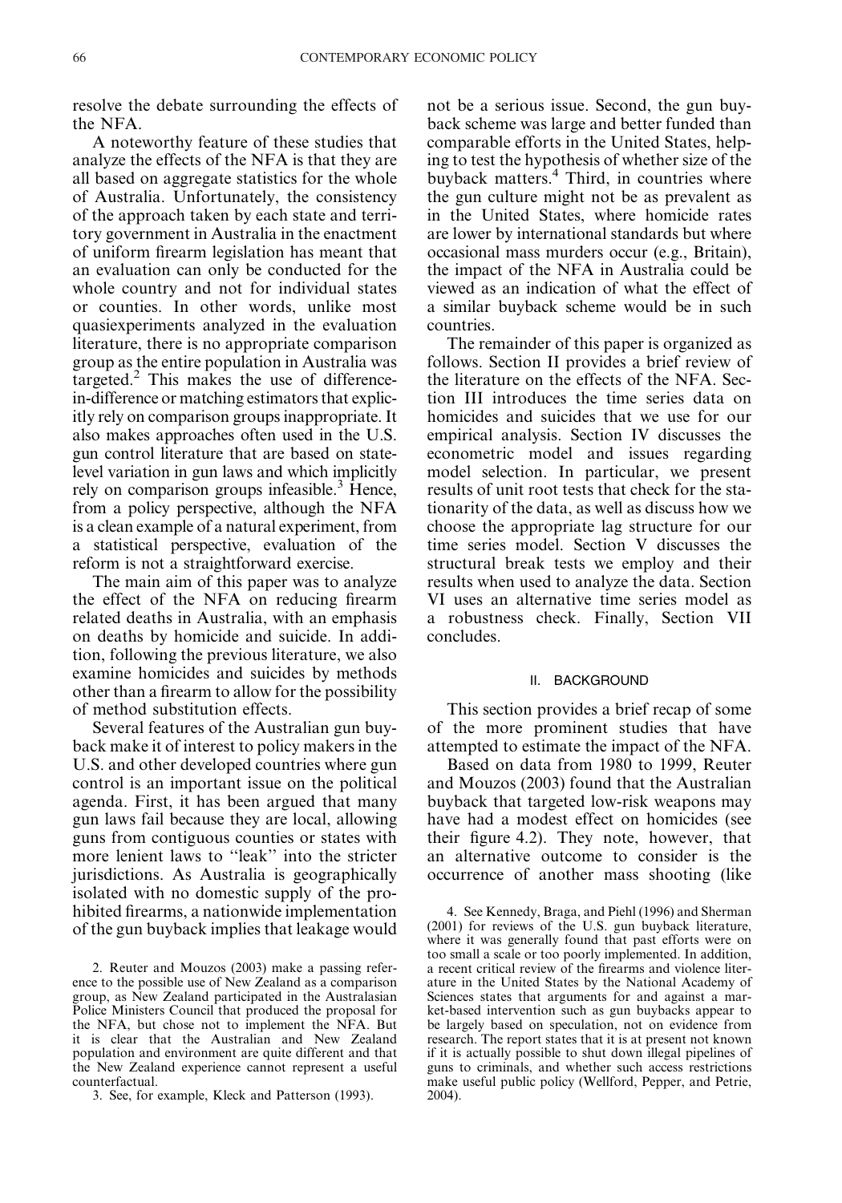resolve the debate surrounding the effects of the NFA.

A noteworthy feature of these studies that analyze the effects of the NFA is that they are all based on aggregate statistics for the whole of Australia. Unfortunately, the consistency of the approach taken by each state and territory government in Australia in the enactment of uniform firearm legislation has meant that an evaluation can only be conducted for the whole country and not for individual states or counties. In other words, unlike most quasiexperiments analyzed in the evaluation literature, there is no appropriate comparison group as the entire population in Australia was targeted.[2] This makes the use of difference-in-difference or matching estimators that explicitly rely on comparison groups inappropriate. It also makes approaches often used in the U.S. gun control literature that are based on state-level variation in gun laws and which implicitly rely on comparison groups infeasible.[3] Hence, from a policy perspective, although the NFA is a clean example of a natural experiment, from a statistical perspective, evaluation of the reform is not a straightforward exercise.

The main aim of this paper was to analyze the effect of the NFA on reducing firearm related deaths in Australia, with an emphasis on deaths by homicide and suicide. In addition, following the previous literature, we also examine homicides and suicides by methods other than a firearm to allow for the possibility of method substitution effects.

Several features of the Australian gun buyback make it of interest to policy makers in the U.S. and other developed countries where gun control is an important issue on the political agenda. First, it has been argued that many gun laws fail because they are local, allowing guns from contiguous counties or states with more lenient laws to "leak" into the stricter jurisdictions. As Australia is geographically isolated with no domestic supply of the prohibited firearms, a nationwide implementation of the gun buyback implies that leakage would not be a serious issue. Second, the gun buyback scheme was large and better funded than comparable efforts in the United States, helping to test the hypothesis of whether size of the buyback matters.[4] Third, in countries where the gun culture might not be as prevalent as in the United States, where homicide rates are lower by international standards but where occasional mass murders occur (e.g., Britain), the impact of the NFA in Australia could be viewed as an indication of what the effect of a similar buyback scheme would be in such countries.

The remainder of this paper is organized as follows. Section II provides a brief review of the literature on the effects of the NFA. Section III introduces the time series data on homicides and suicides that we use for our empirical analysis. Section IV discusses the econometric model and issues regarding model selection. In particular, we present results of unit root tests that check for the stationarity of the data, as well as discuss how we choose the appropriate lag structure for our time series model. Section V discusses the structural break tests we employ and their results when used to analyze the data. Section VI uses an alternative time series model as a robustness check. Finally, Section VII concludes.

## II. BACKGROUND

This section provides a brief recap of some of the more prominent studies that have attempted to estimate the impact of the NFA.

Based on data from 1980 to 1999, Reuter and Mouzos (2003) found that the Australian buyback that targeted low-risk weapons may have had a modest effect on homicides (see their figure 4.2). They note, however, that an alternative outcome to consider is the occurrence of another mass shooting (like

2. Reuter and Mouzos (2003) make a passing reference to the possible use of New Zealand as a comparison group, as New Zealand participated in the Australasian Police Ministers Council that produced the proposal for the NFA, but chose not to implement the NFA. But it is clear that the Australian and New Zealand population and environment are quite different and that the New Zealand experience cannot represent a useful counterfactual.

3. See, for example, Kleck and Patterson (1993).

4. See Kennedy, Braga, and Piehl (1996) and Sherman (2001) for reviews of the U.S. gun buyback literature, where it was generally found that past efforts were on too small a scale or too poorly implemented. In addition, a recent critical review of the firearms and violence literature in the United States by the National Academy of Sciences states that arguments for and against a market-based intervention such as gun buybacks appear to be largely based on speculation, not on evidence from research. The report states that it is at present not known if it is actually possible to shut down illegal pipelines of guns to criminals, and whether such access restrictions make useful public policy (Wellford, Pepper, and Petrie, 2004).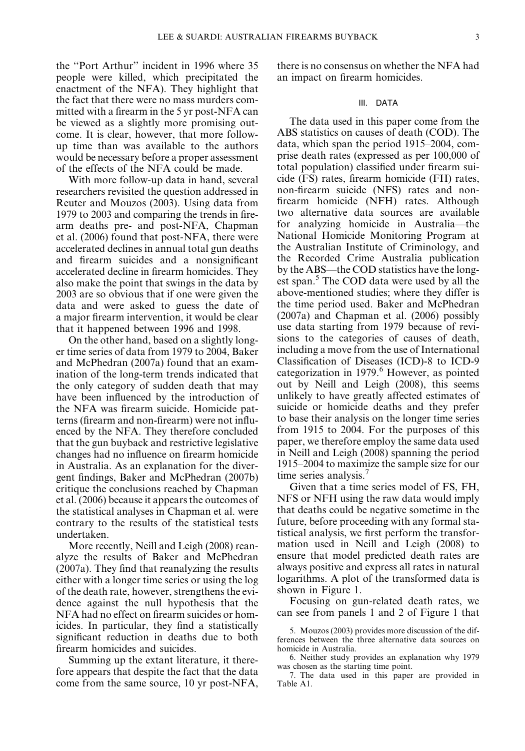the "Port Arthur" incident in 1996 where 35 people were killed, which precipitated the enactment of the NFA). They highlight that the fact that there were no mass murders committed with a firearm in the 5 yr post-NFA can be viewed as a slightly more promising outcome. It is clear, however, that more follow-up time than was available to the authors would be necessary before a proper assessment of the effects of the NFA could be made.

With more follow-up data in hand, several researchers revisited the question addressed in Reuter and Mouzos (2003). Using data from 1979 to 2003 and comparing the trends in firearm deaths pre- and post-NFA, Chapman et al. (2006) found that post-NFA, there were accelerated declines in annual total gun deaths and firearm suicides and a nonsignificant accelerated decline in firearm homicides. They also make the point that swings in the data by 2003 are so obvious that if one were given the data and were asked to guess the date of a major firearm intervention, it would be clear that it happened between 1996 and 1998.

On the other hand, based on a slightly longer time series of data from 1979 to 2004, Baker and McPhedran (2007a) found that an examination of the long-term trends indicated that the only category of sudden death that may have been influenced by the introduction of the NFA was firearm suicide. Homicide patterns (firearm and non-firearm) were not influenced by the NFA. They therefore concluded that the gun buyback and restrictive legislative changes had no influence on firearm homicide in Australia. As an explanation for the divergent findings, Baker and McPhedran (2007b) critique the conclusions reached by Chapman et al. (2006) because it appears the outcomes of the statistical analyses in Chapman et al. were contrary to the results of the statistical tests undertaken.

More recently, Neill and Leigh (2008) reanalyze the results of Baker and McPhedran (2007a). They find that reanalyzing the results either with a longer time series or using the log of the death rate, however, strengthens the evidence against the null hypothesis that the NFA had no effect on firearm suicides or homicides. In particular, they find a statistically significant reduction in deaths due to both firearm homicides and suicides.

Summing up the extant literature, it therefore appears that despite the fact that the data come from the same source, 10 yr post-NFA, there is no consensus on whether the NFA had an impact on firearm homicides.

## III. DATA

The data used in this paper come from the ABS statistics on causes of death (COD). The data, which span the period 1915–2004, comprise death rates (expressed as per 100,000 of total population) classified under firearm suicide (FS) rates, firearm homicide (FH) rates, non-firearm suicide (NFS) rates and non-firearm homicide (NFH) rates. Although two alternative data sources are available for analyzing homicide in Australia—the National Homicide Monitoring Program at the Australian Institute of Criminology, and the Recorded Crime Australia publication by the ABS—the COD statistics have the longest span.[5] The COD data were used by all the above-mentioned studies; where they differ is the time period used. Baker and McPhedran (2007a) and Chapman et al. (2006) possibly use data starting from 1979 because of revisions to the categories of causes of death, including a move from the use of International Classification of Diseases (ICD)-8 to ICD-9 categorization in 1979.[6] However, as pointed out by Neill and Leigh (2008), this seems unlikely to have greatly affected estimates of suicide or homicide deaths and they prefer to base their analysis on the longer time series from 1915 to 2004. For the purposes of this paper, we therefore employ the same data used in Neill and Leigh (2008) spanning the period 1915–2004 to maximize the sample size for our time series analysis.[7]

Given that a time series model of FS, FH, NFS or NFH using the raw data would imply that deaths could be negative sometime in the future, before proceeding with any formal statistical analysis, we first perform the transformation used in Neill and Leigh (2008) to ensure that model predicted death rates are always positive and express all rates in natural logarithms. A plot of the transformed data is shown in Figure 1.

Focusing on gun-related death rates, we can see from panels 1 and 2 of Figure 1 that

5. Mouzos (2003) provides more discussion of the differences between the three alternative data sources on homicide in Australia.

6. Neither study provides an explanation why 1979 was chosen as the starting time point.

7. The data used in this paper are provided in Table A1.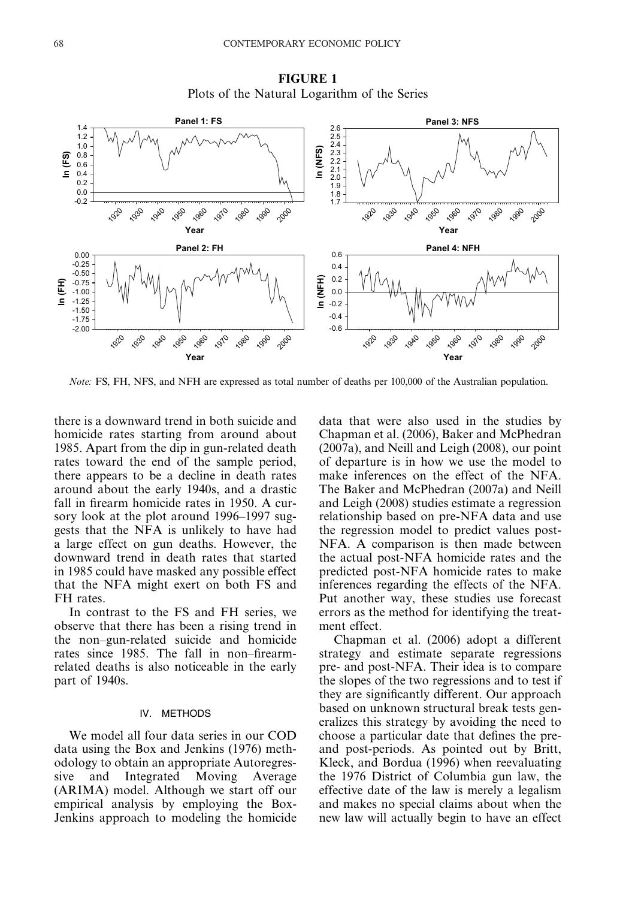**FIGURE 1**
Plots of the Natural Logarithm of the Series

*Note:* FS, FH, NFS, and NFH are expressed as total number of deaths per 100,000 of the Australian population.

there is a downward trend in both suicide and homicide rates starting from around about 1985. Apart from the dip in gun-related death rates toward the end of the sample period, there appears to be a decline in death rates around about the early 1940s, and a drastic fall in firearm homicide rates in 1950. A cursory look at the plot around 1996–1997 suggests that the NFA is unlikely to have had a large effect on gun deaths. However, the downward trend in death rates that started in 1985 could have masked any possible effect that the NFA might exert on both FS and FH rates.

In contrast to the FS and FH series, we observe that there has been a rising trend in the non–gun-related suicide and homicide rates since 1985. The fall in non–firearm-related deaths is also noticeable in the early part of 1940s.

## IV. METHODS

We model all four data series in our COD data using the Box and Jenkins (1976) methodology to obtain an appropriate Autoregressive and Integrated Moving Average (ARIMA) model. Although we start off our empirical analysis by employing the Box-Jenkins approach to modeling the homicide data that were also used in the studies by Chapman et al. (2006), Baker and McPhedran (2007a), and Neill and Leigh (2008), our point of departure is in how we use the model to make inferences on the effect of the NFA. The Baker and McPhedran (2007a) and Neill and Leigh (2008) studies estimate a regression relationship based on pre-NFA data and use the regression model to predict values post-NFA. A comparison is then made between the actual post-NFA homicide rates and the predicted post-NFA homicide rates to make inferences regarding the effects of the NFA. Put another way, these studies use forecast errors as the method for identifying the treatment effect.

Chapman et al. (2006) adopt a different strategy and estimate separate regressions pre- and post-NFA. Their idea is to compare the slopes of the two regressions and to test if they are significantly different. Our approach based on unknown structural break tests generalizes this strategy by avoiding the need to choose a particular date that defines the pre- and post-periods. As pointed out by Britt, Kleck, and Bordua (1996) when reevaluating the 1976 District of Columbia gun law, the effective date of the law is merely a legalism and makes no special claims about when the new law will actually begin to have an effect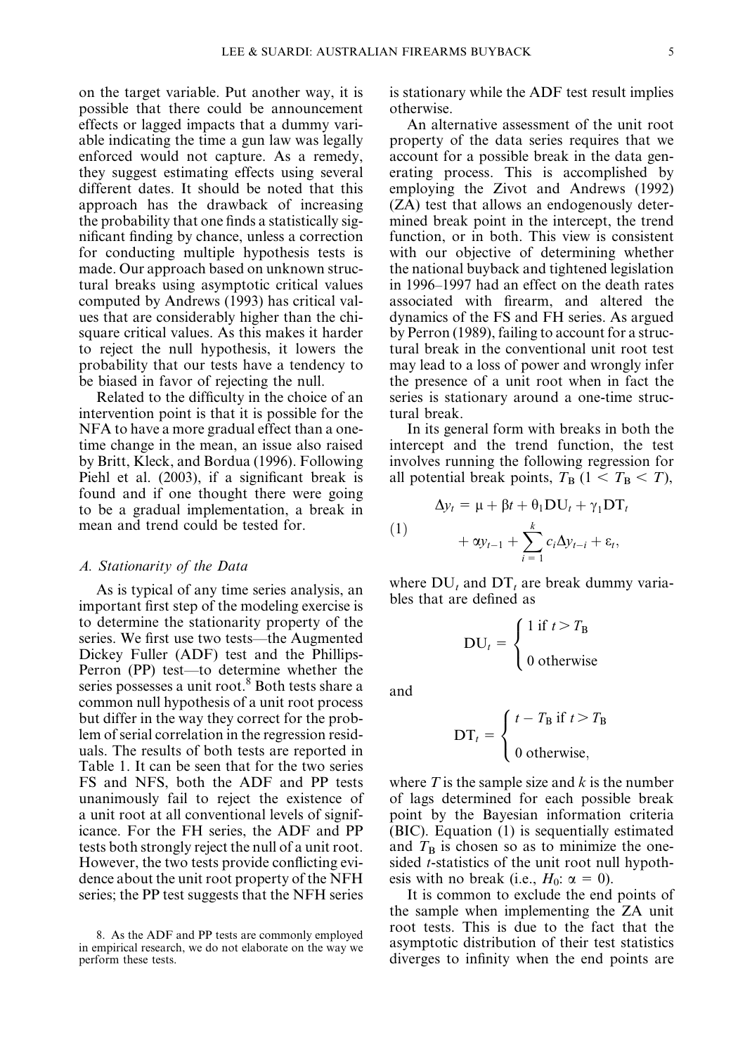on the target variable. Put another way, it is possible that there could be announcement effects or lagged impacts that a dummy variable indicating the time a gun law was legally enforced would not capture. As a remedy, they suggest estimating effects using several different dates. It should be noted that this approach has the drawback of increasing the probability that one finds a statistically significant finding by chance, unless a correction for conducting multiple hypothesis tests is made. Our approach based on unknown structural breaks using asymptotic critical values computed by Andrews (1993) has critical values that are considerably higher than the chi-square critical values. As this makes it harder to reject the null hypothesis, it lowers the probability that our tests have a tendency to be biased in favor of rejecting the null.

Related to the difficulty in the choice of an intervention point is that it is possible for the NFA to have a more gradual effect than a one-time change in the mean, an issue also raised by Britt, Kleck, and Bordua (1996). Following Piehl et al. (2003), if a significant break is found and if one thought there were going to be a gradual implementation, a break in mean and trend could be tested for.

### A. Stationarity of the Data

As is typical of any time series analysis, an important first step of the modeling exercise is to determine the stationarity property of the series. We first use two tests—the Augmented Dickey Fuller (ADF) test and the Phillips-Perron (PP) test—to determine whether the series possesses a unit root.[8] Both tests share a common null hypothesis of a unit root process but differ in the way they correct for the problem of serial correlation in the regression residuals. The results of both tests are reported in Table 1. It can be seen that for the two series FS and NFS, both the ADF and PP tests unanimously fail to reject the existence of a unit root at all conventional levels of significance. For the FH series, the ADF and PP tests both strongly reject the null of a unit root. However, the two tests provide conflicting evidence about the unit root property of the NFH series; the PP test suggests that the NFH series is stationary while the ADF test result implies otherwise.

An alternative assessment of the unit root property of the data series requires that we account for a possible break in the data generating process. This is accomplished by employing the Zivot and Andrews (1992) (ZA) test that allows an endogenously determined break point in the intercept, the trend function, or in both. This view is consistent with our objective of determining whether the national buyback and tightened legislation in 1996–1997 had an effect on the death rates associated with firearm, and altered the dynamics of the FS and FH series. As argued by Perron (1989), failing to account for a structural break in the conventional unit root test may lead to a loss of power and wrongly infer the presence of a unit root when in fact the series is stationary around a one-time structural break.

In its general form with breaks in both the intercept and the trend function, the test involves running the following regression for all potential break points, $T_B$ ($1 < T_B < T$),

$$\Delta y_t = \mu + \beta t + \theta_1 \mathrm{DU}_t + \gamma_1 \mathrm{DT}_t + \alpha y_{t-1} + \sum_{i=1}^{k} c_i \Delta y_{t-i} + \varepsilon_t, \quad (1)$$

where $\mathrm{DU}_t$ and $\mathrm{DT}_t$ are break dummy variables that are defined as

$$\mathrm{DU}_t = \begin{cases} 1 \text{ if } t > T_B \\ 0 \text{ otherwise} \end{cases}$$

and

$$\mathrm{DT}_t = \begin{cases} t - T_B \text{ if } t > T_B \\ 0 \text{ otherwise,} \end{cases}$$

where $T$ is the sample size and $k$ is the number of lags determined for each possible break point by the Bayesian information criteria (BIC). Equation (1) is sequentially estimated and $T_B$ is chosen so as to minimize the one-sided $t$-statistics of the unit root null hypothesis with no break (i.e., $H_0$: $\alpha = 0$).

It is common to exclude the end points of the sample when implementing the ZA unit root tests. This is due to the fact that the asymptotic distribution of their test statistics diverges to infinity when the end points are

8. As the ADF and PP tests are commonly employed in empirical research, we do not elaborate on the way we perform these tests.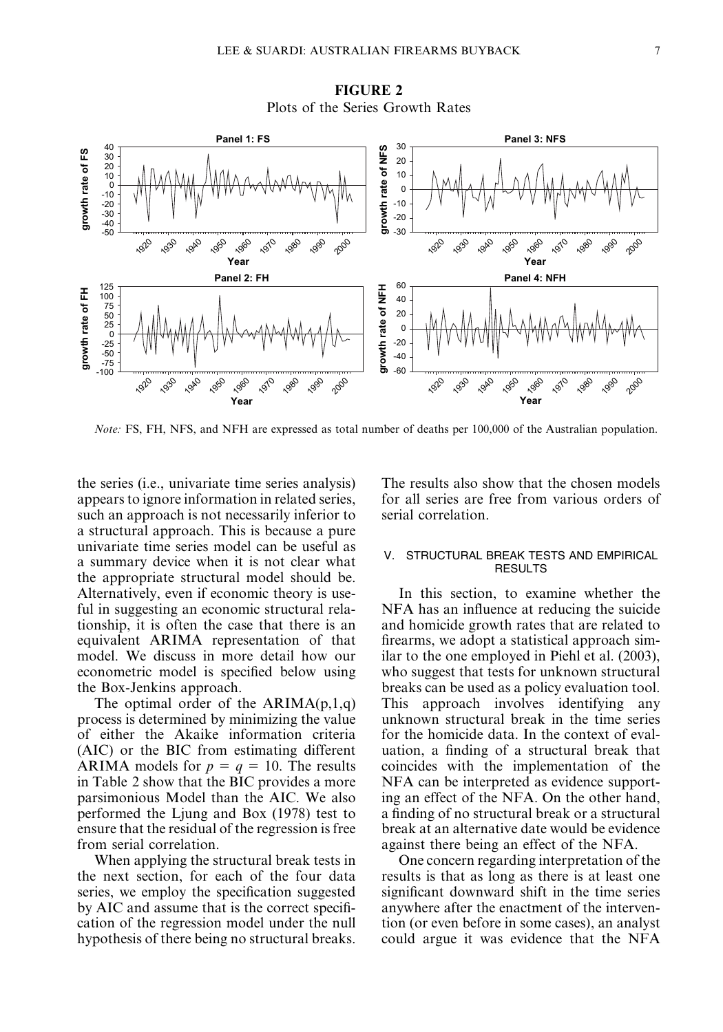**FIGURE 2**
Plots of the Series Growth Rates

*Note:* FS, FH, NFS, and NFH are expressed as total number of deaths per 100,000 of the Australian population.

the series (i.e., univariate time series analysis) appears to ignore information in related series, such an approach is not necessarily inferior to a structural approach. This is because a pure univariate time series model can be useful as a summary device when it is not clear what the appropriate structural model should be. Alternatively, even if economic theory is useful in suggesting an economic structural relationship, it is often the case that there is an equivalent ARIMA representation of that model. We discuss in more detail how our econometric model is specified below using the Box-Jenkins approach.

The optimal order of the ARIMA(p,1,q) process is determined by minimizing the value of either the Akaike information criteria (AIC) or the BIC from estimating different ARIMA models for $p = q = 10$. The results in Table 2 show that the BIC provides a more parsimonious Model than the AIC. We also performed the Ljung and Box (1978) test to ensure that the residual of the regression is free from serial correlation.

When applying the structural break tests in the next section, for each of the four data series, we employ the specification suggested by AIC and assume that is the correct specification of the regression model under the null hypothesis of there being no structural breaks. The results also show that the chosen models for all series are free from various orders of serial correlation.

## V. STRUCTURAL BREAK TESTS AND EMPIRICAL RESULTS

In this section, to examine whether the NFA has an influence at reducing the suicide and homicide growth rates that are related to firearms, we adopt a statistical approach similar to the one employed in Piehl et al. (2003), who suggest that tests for unknown structural breaks can be used as a policy evaluation tool. This approach involves identifying any unknown structural break in the time series for the homicide data. In the context of evaluation, a finding of a structural break that coincides with the implementation of the NFA can be interpreted as evidence supporting an effect of the NFA. On the other hand, a finding of no structural break or a structural break at an alternative date would be evidence against there being an effect of the NFA.

One concern regarding interpretation of the results is that as long as there is at least one significant downward shift in the time series anywhere after the enactment of the intervention (or even before in some cases), an analyst could argue it was evidence that the NFA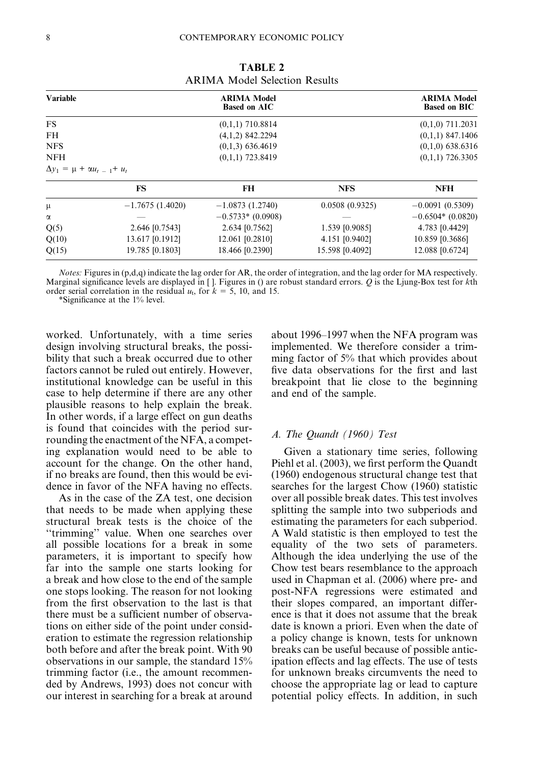**TABLE 2**
ARIMA Model Selection Results

| Variable | ARIMA Model Based on AIC | ARIMA Model Based on BIC |
|---|---|---|
| FS | (0,1,1) 710.8814 | (0,1,0) 711.2031 |
| FH | (4,1,2) 842.2294 | (0,1,1) 847.1406 |
| NFS | (0,1,3) 636.4619 | (0,1,0) 638.6316 |
| NFH | (0,1,1) 723.8419 | (0,1,1) 726.3305 |

$\Delta y_1 = \mu + \alpha u_{t-1} + u_t$

| | FS | FH | NFS | NFH |
|---|---|---|---|---|
| $\mu$ | −1.7675 (1.4020) | −1.0873 (1.2740) | 0.0508 (0.9325) | −0.0091 (0.5309) |
| $\alpha$ | — | −0.5733* (0.0908) | — | −0.6504* (0.0820) |
| Q(5) | 2.646 [0.7543] | 2.634 [0.7562] | 1.539 [0.9085] | 4.783 [0.4429] |
| Q(10) | 13.617 [0.1912] | 12.061 [0.2810] | 4.151 [0.9402] | 10.859 [0.3686] |
| Q(15) | 19.785 [0.1803] | 18.466 [0.2390] | 15.598 [0.4092] | 12.088 [0.6724] |

*Notes:* Figures in (p,d,q) indicate the lag order for AR, the order of integration, and the lag order for MA respectively. Marginal significance levels are displayed in [ ]. Figures in () are robust standard errors. $Q$ is the Ljung-Box test for $k$th order serial correlation in the residual $u_t$, for $k = 5$, 10, and 15.

*Significance at the 1% level.

worked. Unfortunately, with a time series design involving structural breaks, the possibility that such a break occurred due to other factors cannot be ruled out entirely. However, institutional knowledge can be useful in this case to help determine if there are any other plausible reasons to help explain the break. In other words, if a large effect on gun deaths is found that coincides with the period surrounding the enactment of the NFA, a competing explanation would need to be able to account for the change. On the other hand, if no breaks are found, then this would be evidence in favor of the NFA having no effects.

As in the case of the ZA test, one decision that needs to be made when applying these structural break tests is the choice of the ''trimming'' value. When one searches over all possible locations for a break in some parameters, it is important to specify how far into the sample one starts looking for a break and how close to the end of the sample one stops looking. The reason for not looking from the first observation to the last is that there must be a sufficient number of observations on either side of the point under consideration to estimate the regression relationship both before and after the break point. With 90 observations in our sample, the standard 15% trimming factor (i.e., the amount recommended by Andrews, 1993) does not concur with our interest in searching for a break at around about 1996–1997 when the NFA program was implemented. We therefore consider a trimming factor of 5% that which provides about five data observations for the first and last breakpoint that lie close to the beginning and end of the sample.

### *A. The Quandt (1960) Test*

Given a stationary time series, following Piehl et al. (2003), we first perform the Quandt (1960) endogenous structural change test that searches for the largest Chow (1960) statistic over all possible break dates. This test involves splitting the sample into two subperiods and estimating the parameters for each subperiod. A Wald statistic is then employed to test the equality of the two sets of parameters. Although the idea underlying the use of the Chow test bears resemblance to the approach used in Chapman et al. (2006) where pre- and post-NFA regressions were estimated and their slopes compared, an important difference is that it does not assume that the break date is known a priori. Even when the date of a policy change is known, tests for unknown breaks can be useful because of possible anticipation effects and lag effects. The use of tests for unknown breaks circumvents the need to choose the appropriate lag or lead to capture potential policy effects. In addition, in such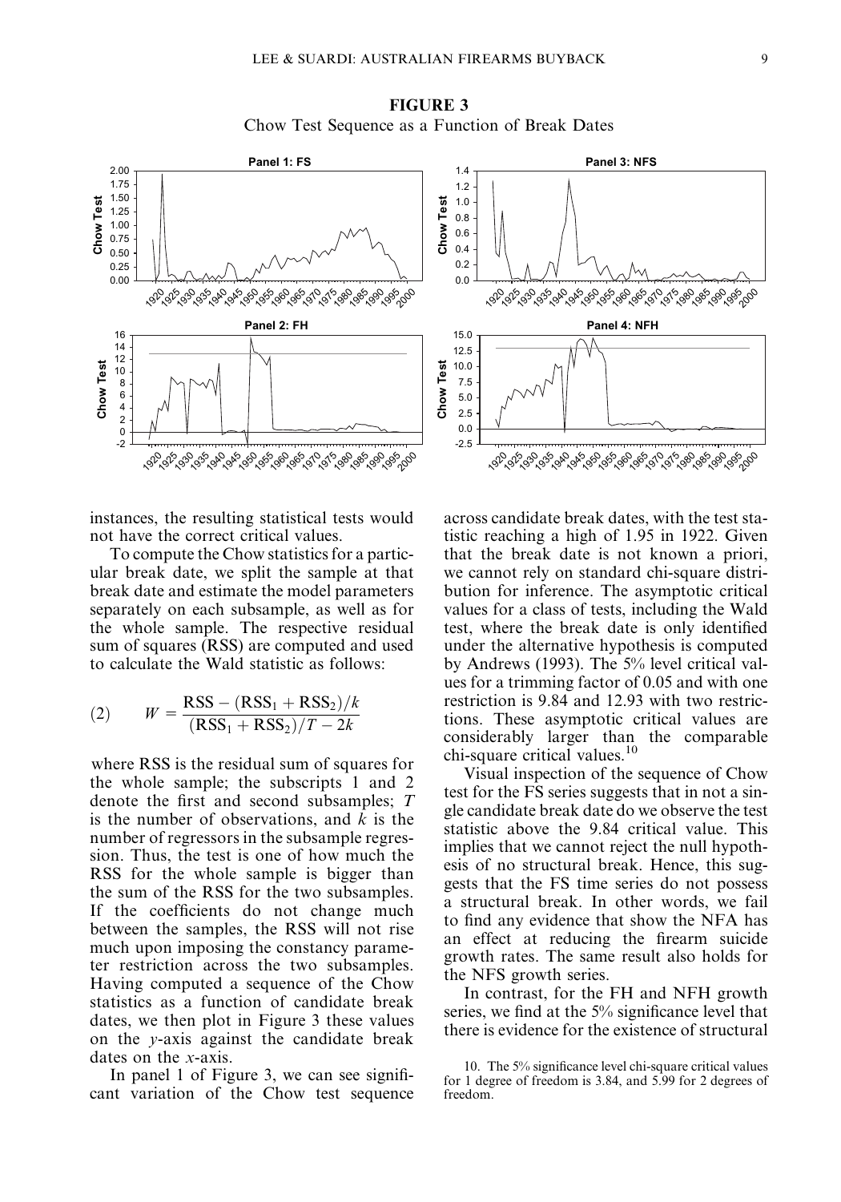**FIGURE 3**
Chow Test Sequence as a Function of Break Dates

instances, the resulting statistical tests would not have the correct critical values.

To compute the Chow statistics for a particular break date, we split the sample at that break date and estimate the model parameters separately on each subsample, as well as for the whole sample. The respective residual sum of squares (RSS) are computed and used to calculate the Wald statistic as follows:

$$W = \frac{\text{RSS} - (\text{RSS}_1 + \text{RSS}_2)/k}{(\text{RSS}_1 + \text{RSS}_2)/T - 2k} \tag{2}$$

where RSS is the residual sum of squares for the whole sample; the subscripts 1 and 2 denote the first and second subsamples; $T$ is the number of observations, and $k$ is the number of regressors in the subsample regression. Thus, the test is one of how much the RSS for the whole sample is bigger than the sum of the RSS for the two subsamples. If the coefficients do not change much between the samples, the RSS will not rise much upon imposing the constancy parameter restriction across the two subsamples. Having computed a sequence of the Chow statistics as a function of candidate break dates, we then plot in Figure 3 these values on the $y$-axis against the candidate break dates on the $x$-axis.

In panel 1 of Figure 3, we can see significant variation of the Chow test sequence across candidate break dates, with the test statistic reaching a high of 1.95 in 1922. Given that the break date is not known a priori, we cannot rely on standard chi-square distribution for inference. The asymptotic critical values for a class of tests, including the Wald test, where the break date is only identified under the alternative hypothesis is computed by Andrews (1993). The 5% level critical values for a trimming factor of 0.05 and with one restriction is 9.84 and 12.93 with two restrictions. These asymptotic critical values are considerably larger than the comparable chi-square critical values.[10]

Visual inspection of the sequence of Chow test for the FS series suggests that in not a single candidate break date do we observe the test statistic above the 9.84 critical value. This implies that we cannot reject the null hypothesis of no structural break. Hence, this suggests that the FS time series do not possess a structural break. In other words, we fail to find any evidence that show the NFA has an effect at reducing the firearm suicide growth rates. The same result also holds for the NFS growth series.

In contrast, for the FH and NFH growth series, we find at the 5% significance level that there is evidence for the existence of structural

10. The 5% significance level chi-square critical values for 1 degree of freedom is 3.84, and 5.99 for 2 degrees of freedom.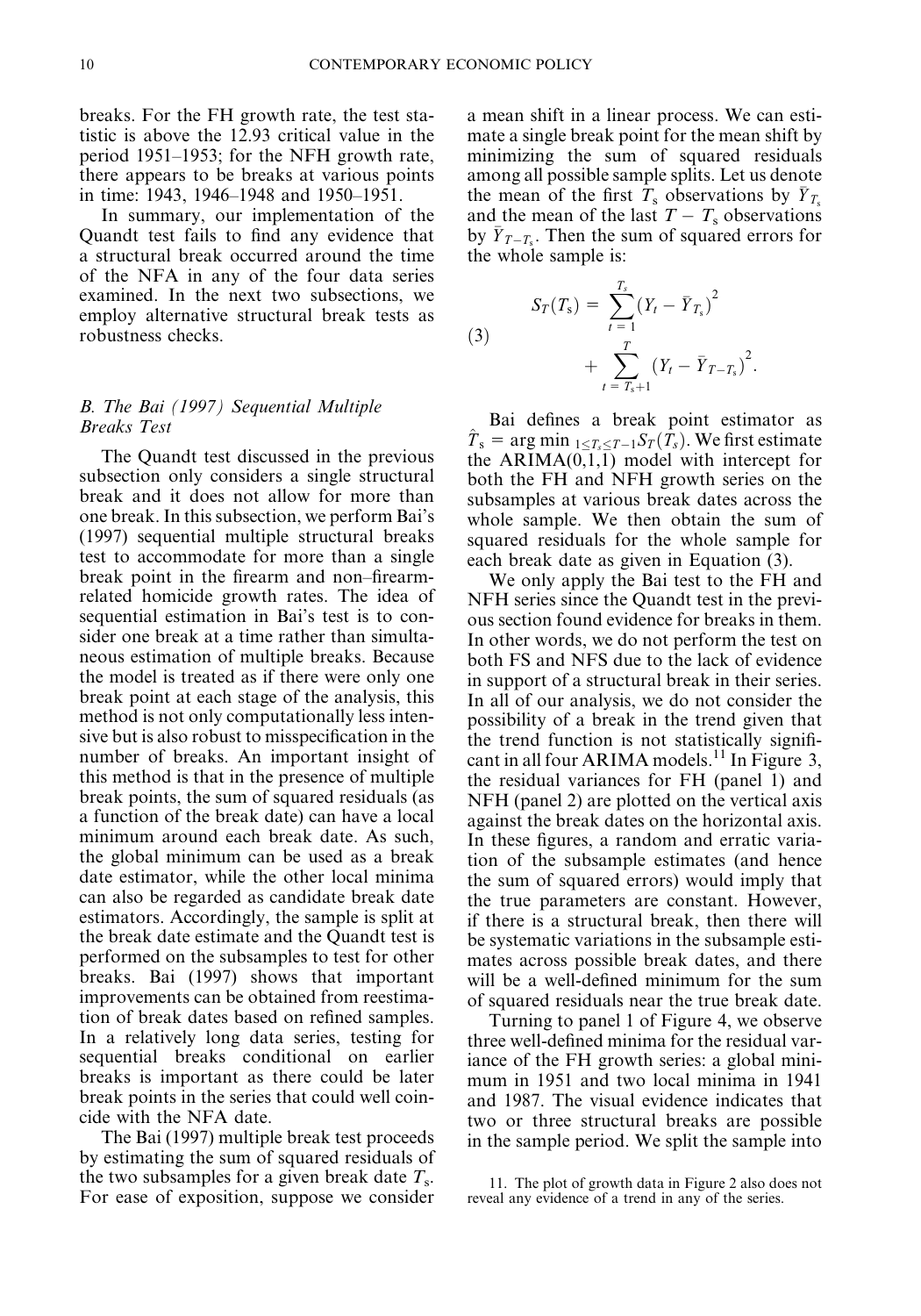breaks. For the FH growth rate, the test statistic is above the 12.93 critical value in the period 1951–1953; for the NFH growth rate, there appears to be breaks at various points in time: 1943, 1946–1948 and 1950–1951.

In summary, our implementation of the Quandt test fails to find any evidence that a structural break occurred around the time of the NFA in any of the four data series examined. In the next two subsections, we employ alternative structural break tests as robustness checks.

### *B. The Bai (1997) Sequential Multiple Breaks Test*

The Quandt test discussed in the previous subsection only considers a single structural break and it does not allow for more than one break. In this subsection, we perform Bai's (1997) sequential multiple structural breaks test to accommodate for more than a single break point in the firearm and non–firearm-related homicide growth rates. The idea of sequential estimation in Bai's test is to consider one break at a time rather than simultaneous estimation of multiple breaks. Because the model is treated as if there were only one break point at each stage of the analysis, this method is not only computationally less intensive but is also robust to misspecification in the number of breaks. An important insight of this method is that in the presence of multiple break points, the sum of squared residuals (as a function of the break date) can have a local minimum around each break date. As such, the global minimum can be used as a break date estimator, while the other local minima can also be regarded as candidate break date estimators. Accordingly, the sample is split at the break date estimate and the Quandt test is performed on the subsamples to test for other breaks. Bai (1997) shows that important improvements can be obtained from reestimation of break dates based on refined samples. In a relatively long data series, testing for sequential breaks conditional on earlier breaks is important as there could be later break points in the series that could well coincide with the NFA date.

The Bai (1997) multiple break test proceeds by estimating the sum of squared residuals of the two subsamples for a given break date $T_s$. For ease of exposition, suppose we consider a mean shift in a linear process. We can estimate a single break point for the mean shift by minimizing the sum of squared residuals among all possible sample splits. Let us denote the mean of the first $T_s$ observations by $\bar{Y}_{T_s}$ and the mean of the last $T - T_s$ observations by $\bar{Y}_{T-T_s}$. Then the sum of squared errors for the whole sample is:

$$S_T(T_s) = \sum_{t=1}^{T_s} \left(Y_t - \bar{Y}_{T_s}\right)^2 + \sum_{t=T_s+1}^{T} \left(Y_t - \bar{Y}_{T-T_s}\right)^2. \tag{3}$$

Bai defines a break point estimator as $\hat{T}_s = \arg\min_{1 \le T_s \le T-1} S_T(T_s)$. We first estimate the ARIMA(0,1,1) model with intercept for both the FH and NFH growth series on the subsamples at various break dates across the whole sample. We then obtain the sum of squared residuals for the whole sample for each break date as given in Equation (3).

We only apply the Bai test to the FH and NFH series since the Quandt test in the previous section found evidence for breaks in them. In other words, we do not perform the test on both FS and NFS due to the lack of evidence in support of a structural break in their series. In all of our analysis, we do not consider the possibility of a break in the trend given that the trend function is not statistically significant in all four ARIMA models.[11] In Figure 3, the residual variances for FH (panel 1) and NFH (panel 2) are plotted on the vertical axis against the break dates on the horizontal axis. In these figures, a random and erratic variation of the subsample estimates (and hence the sum of squared errors) would imply that the true parameters are constant. However, if there is a structural break, then there will be systematic variations in the subsample estimates across possible break dates, and there will be a well-defined minimum for the sum of squared residuals near the true break date.

Turning to panel 1 of Figure 4, we observe three well-defined minima for the residual variance of the FH growth series: a global minimum in 1951 and two local minima in 1941 and 1987. The visual evidence indicates that two or three structural breaks are possible in the sample period. We split the sample into

11. The plot of growth data in Figure 2 also does not reveal any evidence of a trend in any of the series.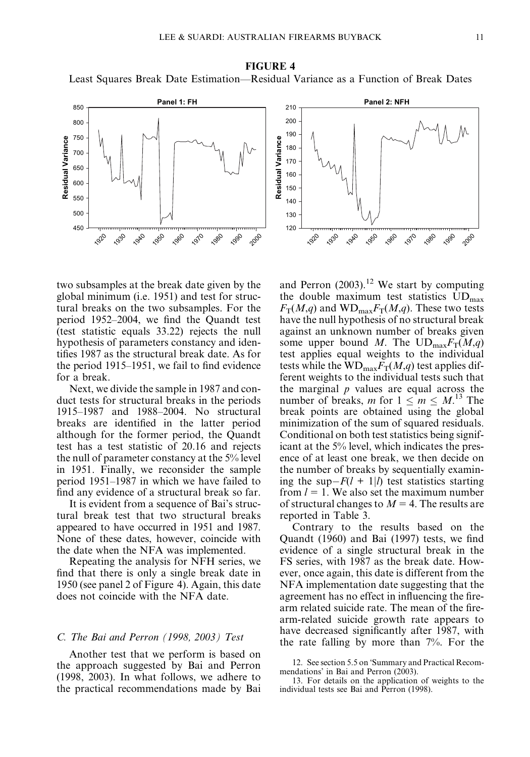**FIGURE 4**

Least Squares Break Date Estimation—Residual Variance as a Function of Break Dates

two subsamples at the break date given by the global minimum (i.e. 1951) and test for structural breaks on the two subsamples. For the period 1952–2004, we find the Quandt test (test statistic equals 33.22) rejects the null hypothesis of parameters constancy and identifies 1987 as the structural break date. As for the period 1915–1951, we fail to find evidence for a break.

Next, we divide the sample in 1987 and conduct tests for structural breaks in the periods 1915–1987 and 1988–2004. No structural breaks are identified in the latter period although for the former period, the Quandt test has a test statistic of 20.16 and rejects the null of parameter constancy at the 5% level in 1951. Finally, we reconsider the sample period 1951–1987 in which we have failed to find any evidence of a structural break so far.

It is evident from a sequence of Bai's structural break test that two structural breaks appeared to have occurred in 1951 and 1987. None of these dates, however, coincide with the date when the NFA was implemented.

Repeating the analysis for NFH series, we find that there is only a single break date in 1950 (see panel 2 of Figure 4). Again, this date does not coincide with the NFA date.

### *C. The Bai and Perron (1998, 2003) Test*

Another test that we perform is based on the approach suggested by Bai and Perron (1998, 2003). In what follows, we adhere to the practical recommendations made by Bai and Perron (2003).[12] We start by computing the double maximum test statistics $UD_{max}\,F_T(M,q)$ and $WD_{max}F_T(M,q)$. These two tests have the null hypothesis of no structural break against an unknown number of breaks given some upper bound $M$. The $UD_{max}F_T(M,q)$ test applies equal weights to the individual tests while the $WD_{max}F_T(M,q)$ test applies different weights to the individual tests such that the marginal $p$ values are equal across the number of breaks, $m$ for $1 \leq m \leq M$.[13] The break points are obtained using the global minimization of the sum of squared residuals. Conditional on both test statistics being significant at the 5% level, which indicates the presence of at least one break, we then decide on the number of breaks by sequentially examining the $\sup{-F(l + 1|l)}$ test statistics starting from $l = 1$. We also set the maximum number of structural changes to $M = 4$. The results are reported in Table 3.

Contrary to the results based on the Quandt (1960) and Bai (1997) tests, we find evidence of a single structural break in the FS series, with 1987 as the break date. However, once again, this date is different from the NFA implementation date suggesting that the agreement has no effect in influencing the firearm related suicide rate. The mean of the firearm-related suicide growth rate appears to have decreased significantly after 1987, with the rate falling by more than 7%. For the

12. See section 5.5 on 'Summary and Practical Recommendations' in Bai and Perron (2003).

13. For details on the application of weights to the individual tests see Bai and Perron (1998).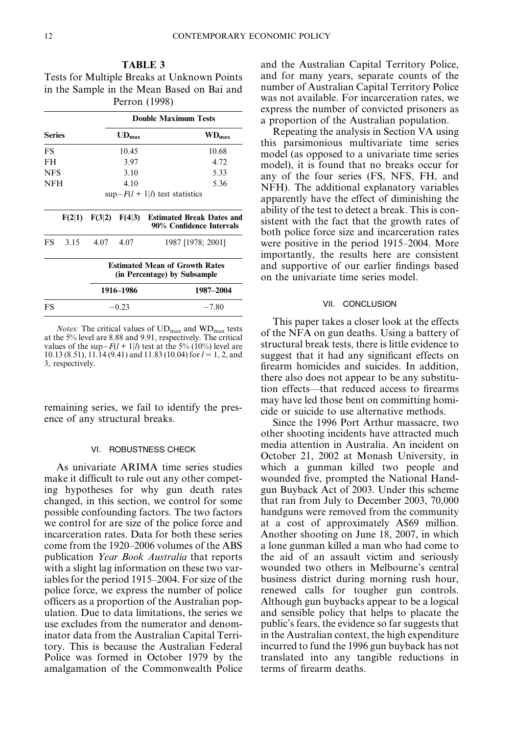**TABLE 3**
Tests for Multiple Breaks at Unknown Points in the Sample in the Mean Based on Bai and Perron (1998)

| Series | Double Maximum Tests | | | |
|---|---|---|---|---|
| | $UD_{max}$ | | | $WD_{max}$ |
| FS | 10.45 | | | 10.68 |
| FH | 3.97 | | | 4.72 |
| NFS | 3.10 | | | 5.33 |
| NFH | 4.10 | | | 5.36 |
| | sup−$F(l + 1\|l)$ test statistics | | | |
| | F(2\|1) | F(3\|2) | F(4\|3) | Estimated Break Dates and 90% Confidence Intervals |
| FS | 3.15 | 4.07 | 4.07 | 1987 [1978; 2001] |
| | Estimated Mean of Growth Rates (in Percentage) by Subsample | | | |
| | 1916–1986 | | | 1987–2004 |
| FS | −0.23 | | | −7.80 |

*Notes:* The critical values of $UD_{max}$ and $WD_{max}$ tests at the 5% level are 8.88 and 9.91, respectively. The critical values of the sup−$F(l + 1|l)$ test at the 5% (10%) level are 10.13 (8.51), 11.14 (9.41) and 11.83 (10.04) for $l = 1$, 2, and 3, respectively.

remaining series, we fail to identify the presence of any structural breaks.

## VI. ROBUSTNESS CHECK

As univariate ARIMA time series studies make it difficult to rule out any other competing hypotheses for why gun death rates changed, in this section, we control for some possible confounding factors. The two factors we control for are size of the police force and incarceration rates. Data for both these series come from the 1920–2006 volumes of the ABS publication *Year Book Australia* that reports with a slight lag information on these two variables for the period 1915–2004. For size of the police force, we express the number of police officers as a proportion of the Australian population. Due to data limitations, the series we use excludes from the numerator and denominator data from the Australian Capital Territory. This is because the Australian Federal Police was formed in October 1979 by the amalgamation of the Commonwealth Police and the Australian Capital Territory Police, and for many years, separate counts of the number of Australian Capital Territory Police was not available. For incarceration rates, we express the number of convicted prisoners as a proportion of the Australian population.

Repeating the analysis in Section VA using this parsimonious multivariate time series model (as opposed to a univariate time series model), it is found that no breaks occur for any of the four series (FS, NFS, FH, and NFH). The additional explanatory variables apparently have the effect of diminishing the ability of the test to detect a break. This is consistent with the fact that the growth rates of both police force size and incarceration rates were positive in the period 1915–2004. More importantly, the results here are consistent and supportive of our earlier findings based on the univariate time series model.

## VII. CONCLUSION

This paper takes a closer look at the effects of the NFA on gun deaths. Using a battery of structural break tests, there is little evidence to suggest that it had any significant effects on firearm homicides and suicides. In addition, there also does not appear to be any substitution effects—that reduced access to firearms may have led those bent on committing homicide or suicide to use alternative methods.

Since the 1996 Port Arthur massacre, two other shooting incidents have attracted much media attention in Australia. An incident on October 21, 2002 at Monash University, in which a gunman killed two people and wounded five, prompted the National Handgun Buyback Act of 2003. Under this scheme that ran from July to December 2003, 70,000 handguns were removed from the community at a cost of approximately A$69 million. Another shooting on June 18, 2007, in which a lone gunman killed a man who had come to the aid of an assault victim and seriously wounded two others in Melbourne's central business district during morning rush hour, renewed calls for tougher gun controls. Although gun buybacks appear to be a logical and sensible policy that helps to placate the public's fears, the evidence so far suggests that in the Australian context, the high expenditure incurred to fund the 1996 gun buyback has not translated into any tangible reductions in terms of firearm deaths.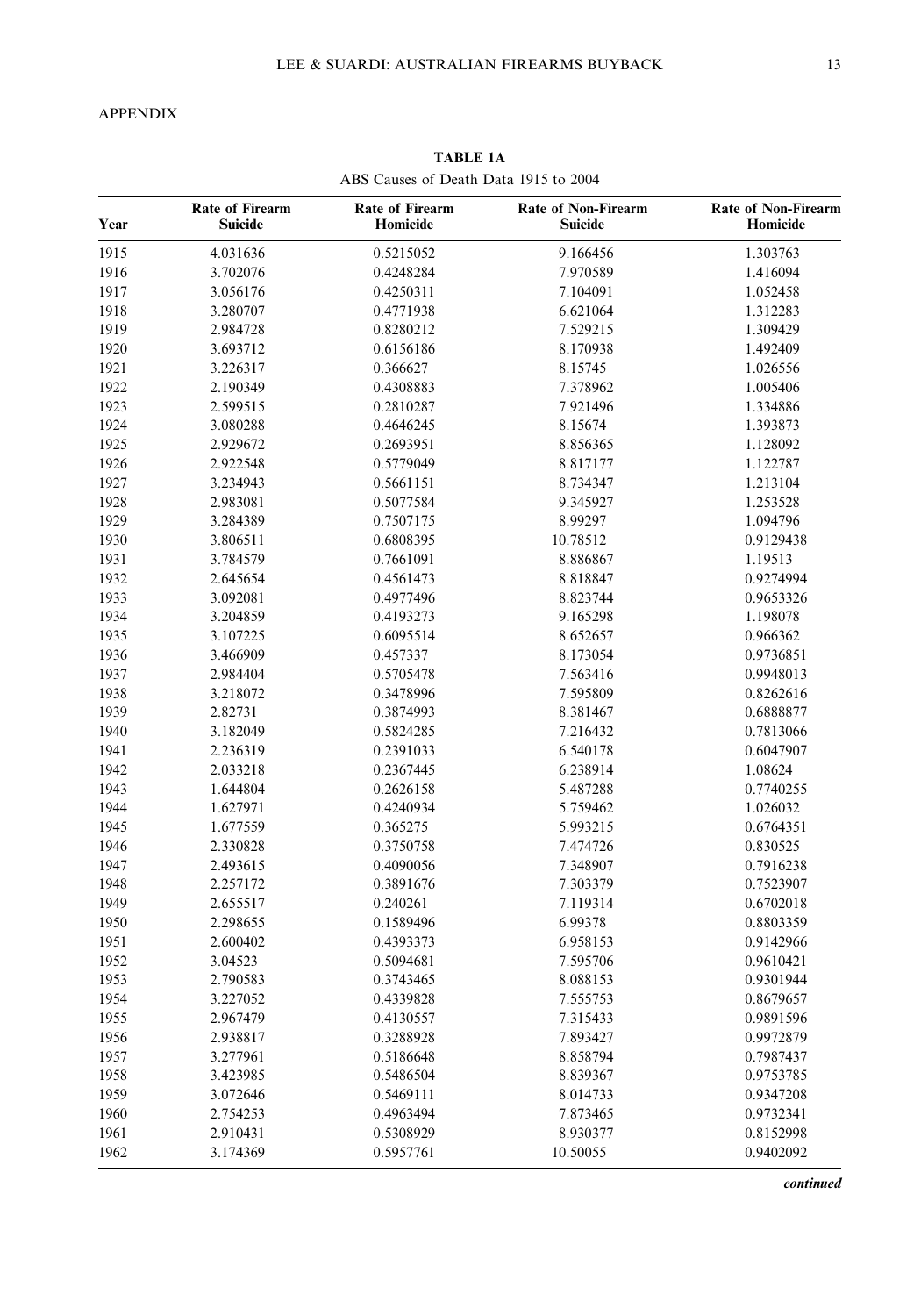APPENDIX

**TABLE 1A**

ABS Causes of Death Data 1915 to 2004

| Year | Rate of Firearm Suicide | Rate of Firearm Homicide | Rate of Non-Firearm Suicide | Rate of Non-Firearm Homicide |
|---|---|---|---|---|
| 1915 | 4.031636 | 0.5215052 | 9.166456 | 1.303763 |
| 1916 | 3.702076 | 0.4248284 | 7.970589 | 1.416094 |
| 1917 | 3.056176 | 0.4250311 | 7.104091 | 1.052458 |
| 1918 | 3.280707 | 0.4771938 | 6.621064 | 1.312283 |
| 1919 | 2.984728 | 0.8280212 | 7.529215 | 1.309429 |
| 1920 | 3.693712 | 0.6156186 | 8.170938 | 1.492409 |
| 1921 | 3.226317 | 0.366627 | 8.15745 | 1.026556 |
| 1922 | 2.190349 | 0.4308883 | 7.378962 | 1.005406 |
| 1923 | 2.599515 | 0.2810287 | 7.921496 | 1.334886 |
| 1924 | 3.080288 | 0.4646245 | 8.15674 | 1.393873 |
| 1925 | 2.929672 | 0.2693951 | 8.856365 | 1.128092 |
| 1926 | 2.922548 | 0.5779049 | 8.817177 | 1.122787 |
| 1927 | 3.234943 | 0.5661151 | 8.734347 | 1.213104 |
| 1928 | 2.983081 | 0.5077584 | 9.345927 | 1.253528 |
| 1929 | 3.284389 | 0.7507175 | 8.99297 | 1.094796 |
| 1930 | 3.806511 | 0.6808395 | 10.78512 | 0.9129438 |
| 1931 | 3.784579 | 0.7661091 | 8.886867 | 1.19513 |
| 1932 | 2.645654 | 0.4561473 | 8.818847 | 0.9274994 |
| 1933 | 3.092081 | 0.4977496 | 8.823744 | 0.9653326 |
| 1934 | 3.204859 | 0.4193273 | 9.165298 | 1.198078 |
| 1935 | 3.107225 | 0.6095514 | 8.652657 | 0.966362 |
| 1936 | 3.466909 | 0.457337 | 8.173054 | 0.9736851 |
| 1937 | 2.984404 | 0.5705478 | 7.563416 | 0.9948013 |
| 1938 | 3.218072 | 0.3478996 | 7.595809 | 0.8262616 |
| 1939 | 2.82731 | 0.3874993 | 8.381467 | 0.6888877 |
| 1940 | 3.182049 | 0.5824285 | 7.216432 | 0.7813066 |
| 1941 | 2.236319 | 0.2391033 | 6.540178 | 0.6047907 |
| 1942 | 2.033218 | 0.2367445 | 6.238914 | 1.08624 |
| 1943 | 1.644804 | 0.2626158 | 5.487288 | 0.7740255 |
| 1944 | 1.627971 | 0.4240934 | 5.759462 | 1.026032 |
| 1945 | 1.677559 | 0.365275 | 5.993215 | 0.6764351 |
| 1946 | 2.330828 | 0.3750758 | 7.474726 | 0.830525 |
| 1947 | 2.493615 | 0.4090056 | 7.348907 | 0.7916238 |
| 1948 | 2.257172 | 0.3891676 | 7.303379 | 0.7523907 |
| 1949 | 2.655517 | 0.240261 | 7.119314 | 0.6702018 |
| 1950 | 2.298655 | 0.1589496 | 6.99378 | 0.8803359 |
| 1951 | 2.600402 | 0.4393373 | 6.958153 | 0.9142966 |
| 1952 | 3.04523 | 0.5094681 | 7.595706 | 0.9610421 |
| 1953 | 2.790583 | 0.3743465 | 8.088153 | 0.9301944 |
| 1954 | 3.227052 | 0.4339828 | 7.555753 | 0.8679657 |
| 1955 | 2.967479 | 0.4130557 | 7.315433 | 0.9891596 |
| 1956 | 2.938817 | 0.3288928 | 7.893427 | 0.9972879 |
| 1957 | 3.277961 | 0.5186648 | 8.858794 | 0.7987437 |
| 1958 | 3.423985 | 0.5486504 | 8.839367 | 0.9753785 |
| 1959 | 3.072646 | 0.5469111 | 8.014733 | 0.9347208 |
| 1960 | 2.754253 | 0.4963494 | 7.873465 | 0.9732341 |
| 1961 | 2.910431 | 0.5308929 | 8.930377 | 0.8152998 |
| 1962 | 3.174369 | 0.5957761 | 10.50055 | 0.9402092 |

*continued*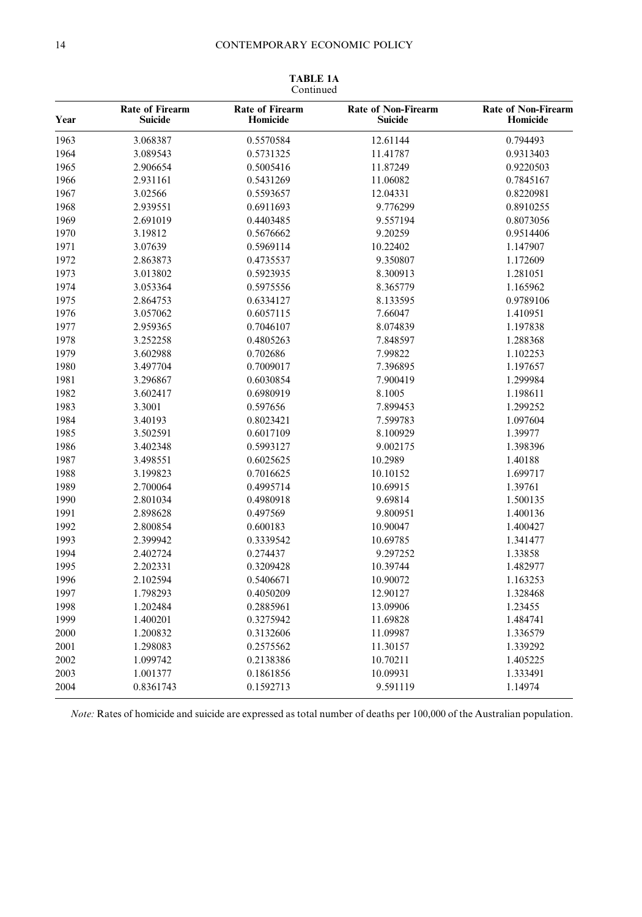**TABLE 1A**
Continued

| Year | Rate of Firearm Suicide | Rate of Firearm Homicide | Rate of Non-Firearm Suicide | Rate of Non-Firearm Homicide |
|---|---|---|---|---|
| 1963 | 3.068387 | 0.5570584 | 12.61144 | 0.794493 |
| 1964 | 3.089543 | 0.5731325 | 11.41787 | 0.9313403 |
| 1965 | 2.906654 | 0.5005416 | 11.87249 | 0.9220503 |
| 1966 | 2.931161 | 0.5431269 | 11.06082 | 0.7845167 |
| 1967 | 3.02566 | 0.5593657 | 12.04331 | 0.8220981 |
| 1968 | 2.939551 | 0.6911693 | 9.776299 | 0.8910255 |
| 1969 | 2.691019 | 0.4403485 | 9.557194 | 0.8073056 |
| 1970 | 3.19812 | 0.5676662 | 9.20259 | 0.9514406 |
| 1971 | 3.07639 | 0.5969114 | 10.22402 | 1.147907 |
| 1972 | 2.863873 | 0.4735537 | 9.350807 | 1.172609 |
| 1973 | 3.013802 | 0.5923935 | 8.300913 | 1.281051 |
| 1974 | 3.053364 | 0.5975556 | 8.365779 | 1.165962 |
| 1975 | 2.864753 | 0.6334127 | 8.133595 | 0.9789106 |
| 1976 | 3.057062 | 0.6057115 | 7.66047 | 1.410951 |
| 1977 | 2.959365 | 0.7046107 | 8.074839 | 1.197838 |
| 1978 | 3.252258 | 0.4805263 | 7.848597 | 1.288368 |
| 1979 | 3.602988 | 0.702686 | 7.99822 | 1.102253 |
| 1980 | 3.497704 | 0.7009017 | 7.396895 | 1.197657 |
| 1981 | 3.296867 | 0.6030854 | 7.900419 | 1.299984 |
| 1982 | 3.602417 | 0.6980919 | 8.1005 | 1.198611 |
| 1983 | 3.3001 | 0.597656 | 7.899453 | 1.299252 |
| 1984 | 3.40193 | 0.8023421 | 7.599783 | 1.097604 |
| 1985 | 3.502591 | 0.6017109 | 8.100929 | 1.39977 |
| 1986 | 3.402348 | 0.5993127 | 9.002175 | 1.398396 |
| 1987 | 3.498551 | 0.6025625 | 10.2989 | 1.40188 |
| 1988 | 3.199823 | 0.7016625 | 10.10152 | 1.699717 |
| 1989 | 2.700064 | 0.4995714 | 10.69915 | 1.39761 |
| 1990 | 2.801034 | 0.4980918 | 9.69814 | 1.500135 |
| 1991 | 2.898628 | 0.497569 | 9.800951 | 1.400136 |
| 1992 | 2.800854 | 0.600183 | 10.90047 | 1.400427 |
| 1993 | 2.399942 | 0.3339542 | 10.69785 | 1.341477 |
| 1994 | 2.402724 | 0.274437 | 9.297252 | 1.33858 |
| 1995 | 2.202331 | 0.3209428 | 10.39744 | 1.482977 |
| 1996 | 2.102594 | 0.5406671 | 10.90072 | 1.163253 |
| 1997 | 1.798293 | 0.4050209 | 12.90127 | 1.328468 |
| 1998 | 1.202484 | 0.2885961 | 13.09906 | 1.23455 |
| 1999 | 1.400201 | 0.3275942 | 11.69828 | 1.484741 |
| 2000 | 1.200832 | 0.3132606 | 11.09987 | 1.336579 |
| 2001 | 1.298083 | 0.2575562 | 11.30157 | 1.339292 |
| 2002 | 1.099742 | 0.2138386 | 10.70211 | 1.405225 |
| 2003 | 1.001377 | 0.1861856 | 10.09931 | 1.333491 |
| 2004 | 0.8361743 | 0.1592713 | 9.591119 | 1.14974 |

*Note:* Rates of homicide and suicide are expressed as total number of deaths per 100,000 of the Australian population.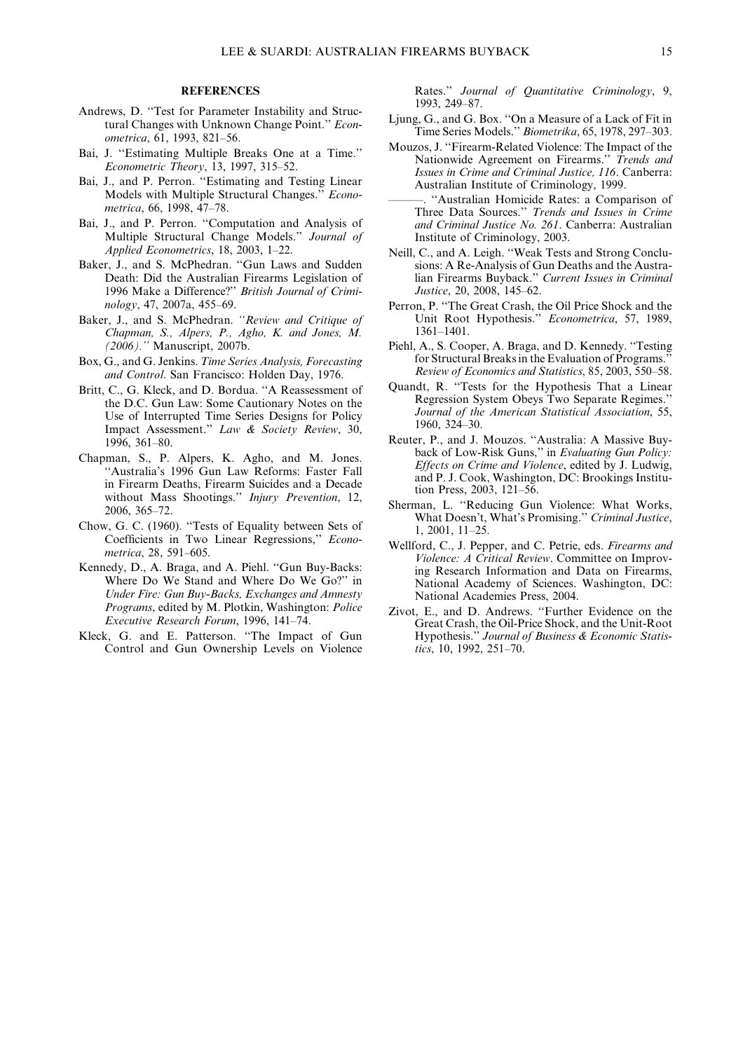## REFERENCES

Andrews, D. "Test for Parameter Instability and Structural Changes with Unknown Change Point." *Econometrica*, 61, 1993, 821–56.

Bai, J. "Estimating Multiple Breaks One at a Time." *Econometric Theory*, 13, 1997, 315–52.

Bai, J., and P. Perron. "Estimating and Testing Linear Models with Multiple Structural Changes." *Econometrica*, 66, 1998, 47–78.

Bai, J., and P. Perron. "Computation and Analysis of Multiple Structural Change Models." *Journal of Applied Econometrics*, 18, 2003, 1–22.

Baker, J., and S. McPhedran. "Gun Laws and Sudden Death: Did the Australian Firearms Legislation of 1996 Make a Difference?" *British Journal of Criminology*, 47, 2007a, 455–69.

Baker, J., and S. McPhedran. *"Review and Critique of Chapman, S., Alpers, P., Agho, K. and Jones, M. (2006)."* Manuscript, 2007b.

Box, G., and G. Jenkins. *Time Series Analysis, Forecasting and Control*. San Francisco: Holden Day, 1976.

Britt, C., G. Kleck, and D. Bordua. "A Reassessment of the D.C. Gun Law: Some Cautionary Notes on the Use of Interrupted Time Series Designs for Policy Impact Assessment." *Law & Society Review*, 30, 1996, 361–80.

Chapman, S., P. Alpers, K. Agho, and M. Jones. "Australia's 1996 Gun Law Reforms: Faster Fall in Firearm Deaths, Firearm Suicides and a Decade without Mass Shootings." *Injury Prevention*, 12, 2006, 365–72.

Chow, G. C. (1960). "Tests of Equality between Sets of Coefficients in Two Linear Regressions," *Econometrica*, 28, 591–605.

Kennedy, D., A. Braga, and A. Piehl. "Gun Buy-Backs: Where Do We Stand and Where Do We Go?" in *Under Fire: Gun Buy-Backs, Exchanges and Amnesty Programs*, edited by M. Plotkin, Washington: *Police Executive Research Forum*, 1996, 141–74.

Kleck, G. and E. Patterson. "The Impact of Gun Control and Gun Ownership Levels on Violence Rates." *Journal of Quantitative Criminology*, 9, 1993, 249–87.

Ljung, G., and G. Box. "On a Measure of a Lack of Fit in Time Series Models." *Biometrika*, 65, 1978, 297–303.

Mouzos, J. "Firearm-Related Violence: The Impact of the Nationwide Agreement on Firearms." *Trends and Issues in Crime and Criminal Justice, 116*. Canberra: Australian Institute of Criminology, 1999.

———. "Australian Homicide Rates: a Comparison of Three Data Sources." *Trends and Issues in Crime and Criminal Justice No. 261*. Canberra: Australian Institute of Criminology, 2003.

Neill, C., and A. Leigh. "Weak Tests and Strong Conclusions: A Re-Analysis of Gun Deaths and the Australian Firearms Buyback." *Current Issues in Criminal Justice*, 20, 2008, 145–62.

Perron, P. "The Great Crash, the Oil Price Shock and the Unit Root Hypothesis." *Econometrica*, 57, 1989, 1361–1401.

Piehl, A., S. Cooper, A. Braga, and D. Kennedy. "Testing for Structural Breaks in the Evaluation of Programs." *Review of Economics and Statistics*, 85, 2003, 550–58.

Quandt, R. "Tests for the Hypothesis That a Linear Regression System Obeys Two Separate Regimes." *Journal of the American Statistical Association*, 55, 1960, 324–30.

Reuter, P., and J. Mouzos. "Australia: A Massive Buyback of Low-Risk Guns," in *Evaluating Gun Policy: Effects on Crime and Violence*, edited by J. Ludwig, and P. J. Cook, Washington, DC: Brookings Institution Press, 2003, 121–56.

Sherman, L. "Reducing Gun Violence: What Works, What Doesn't, What's Promising." *Criminal Justice*, 1, 2001, 11–25.

Wellford, C., J. Pepper, and C. Petrie, eds. *Firearms and Violence: A Critical Review*. Committee on Improving Research Information and Data on Firearms, National Academy of Sciences. Washington, DC: National Academies Press, 2004.

Zivot, E., and D. Andrews. "Further Evidence on the Great Crash, the Oil-Price Shock, and the Unit-Root Hypothesis." *Journal of Business & Economic Statistics*, 10, 1992, 251–70.